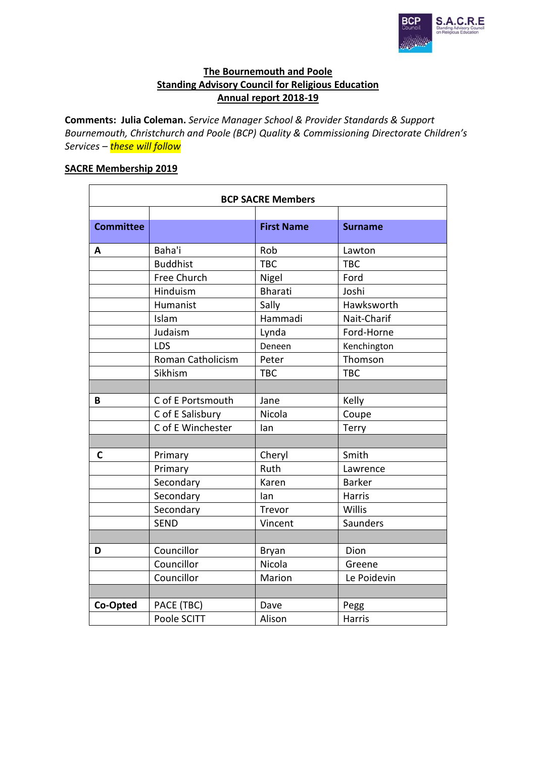**The Bournemouth and Poole**
**Standing Advisory Council for Religious Education**
**Annual report 2018-19**

**Comments: Julia Coleman.** *Service Manager School & Provider Standards & Support Bournemouth, Christchurch and Poole (BCP) Quality & Commissioning Directorate Children's Services – these will follow*

**SACRE Membership 2019**

| BCP SACRE Members | | | |
|---|---|---|---|
| **Committee** | | **First Name** | **Surname** |
| **A** | Baha'i | Rob | Lawton |
| | Buddhist | TBC | TBC |
| | Free Church | Nigel | Ford |
| | Hinduism | Bharati | Joshi |
| | Humanist | Sally | Hawksworth |
| | Islam | Hammadi | Nait-Charif |
| | Judaism | Lynda | Ford-Horne |
| | LDS | Deneen | Kenchington |
| | Roman Catholicism | Peter | Thomson |
| | Sikhism | TBC | TBC |
| | | | |
| **B** | C of E Portsmouth | Jane | Kelly |
| | C of E Salisbury | Nicola | Coupe |
| | C of E Winchester | Ian | Terry |
| | | | |
| **C** | Primary | Cheryl | Smith |
| | Primary | Ruth | Lawrence |
| | Secondary | Karen | Barker |
| | Secondary | Ian | Harris |
| | Secondary | Trevor | Willis |
| | SEND | Vincent | Saunders |
| | | | |
| **D** | Councillor | Bryan | Dion |
| | Councillor | Nicola | Greene |
| | Councillor | Marion | Le Poidevin |
| | | | |
| **Co-Opted** | PACE (TBC) | Dave | Pegg |
| | Poole SCITT | Alison | Harris |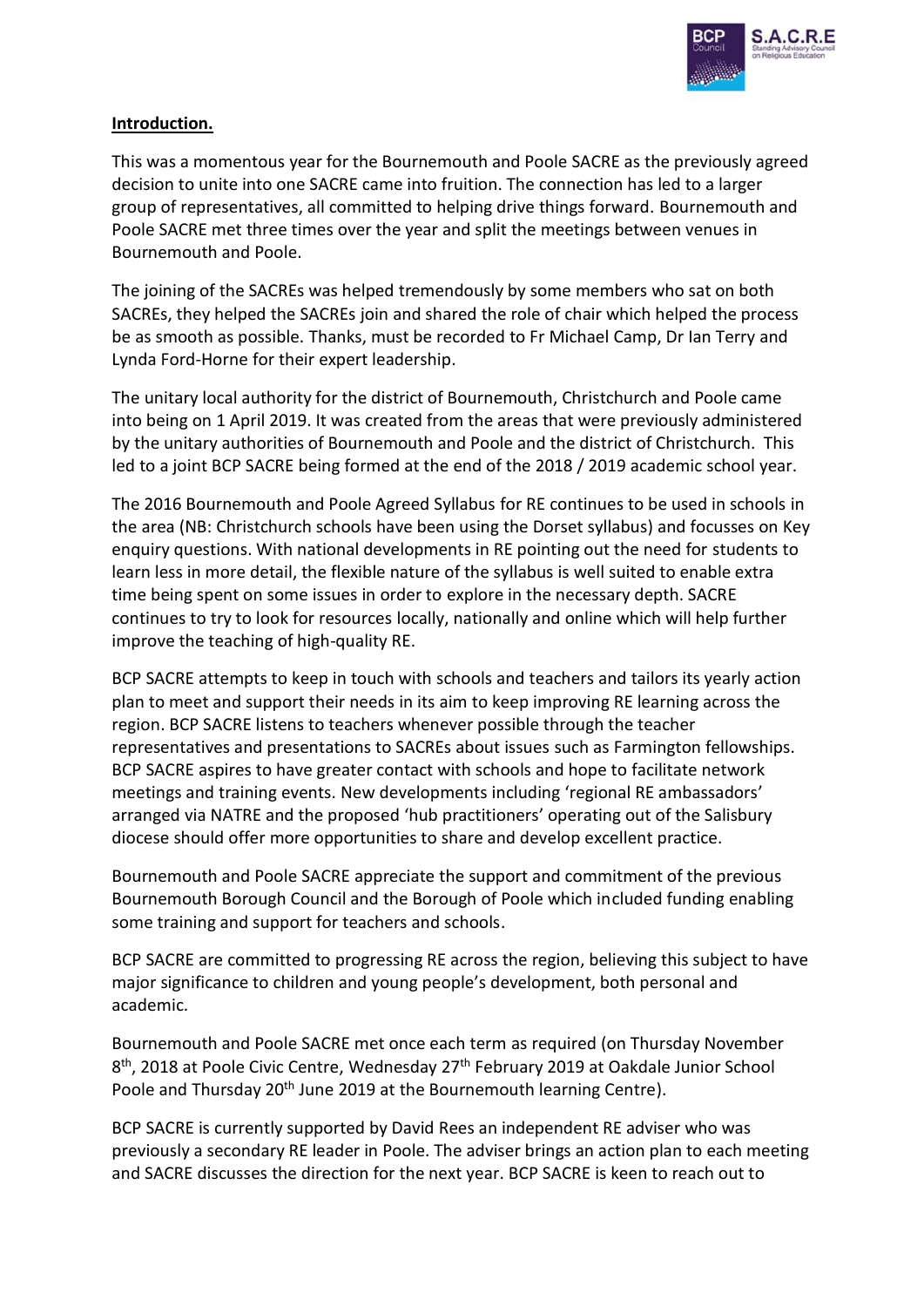**Introduction.**

This was a momentous year for the Bournemouth and Poole SACRE as the previously agreed decision to unite into one SACRE came into fruition. The connection has led to a larger group of representatives, all committed to helping drive things forward. Bournemouth and Poole SACRE met three times over the year and split the meetings between venues in Bournemouth and Poole.

The joining of the SACREs was helped tremendously by some members who sat on both SACREs, they helped the SACREs join and shared the role of chair which helped the process be as smooth as possible. Thanks, must be recorded to Fr Michael Camp, Dr Ian Terry and Lynda Ford-Horne for their expert leadership.

The unitary local authority for the district of Bournemouth, Christchurch and Poole came into being on 1 April 2019. It was created from the areas that were previously administered by the unitary authorities of Bournemouth and Poole and the district of Christchurch. This led to a joint BCP SACRE being formed at the end of the 2018 / 2019 academic school year.

The 2016 Bournemouth and Poole Agreed Syllabus for RE continues to be used in schools in the area (NB: Christchurch schools have been using the Dorset syllabus) and focusses on Key enquiry questions. With national developments in RE pointing out the need for students to learn less in more detail, the flexible nature of the syllabus is well suited to enable extra time being spent on some issues in order to explore in the necessary depth. SACRE continues to try to look for resources locally, nationally and online which will help further improve the teaching of high-quality RE.

BCP SACRE attempts to keep in touch with schools and teachers and tailors its yearly action plan to meet and support their needs in its aim to keep improving RE learning across the region. BCP SACRE listens to teachers whenever possible through the teacher representatives and presentations to SACREs about issues such as Farmington fellowships. BCP SACRE aspires to have greater contact with schools and hope to facilitate network meetings and training events. New developments including 'regional RE ambassadors' arranged via NATRE and the proposed 'hub practitioners' operating out of the Salisbury diocese should offer more opportunities to share and develop excellent practice.

Bournemouth and Poole SACRE appreciate the support and commitment of the previous Bournemouth Borough Council and the Borough of Poole which included funding enabling some training and support for teachers and schools.

BCP SACRE are committed to progressing RE across the region, believing this subject to have major significance to children and young people's development, both personal and academic.

Bournemouth and Poole SACRE met once each term as required (on Thursday November 8th, 2018 at Poole Civic Centre, Wednesday 27th February 2019 at Oakdale Junior School Poole and Thursday 20th June 2019 at the Bournemouth learning Centre).

BCP SACRE is currently supported by David Rees an independent RE adviser who was previously a secondary RE leader in Poole. The adviser brings an action plan to each meeting and SACRE discusses the direction for the next year. BCP SACRE is keen to reach out to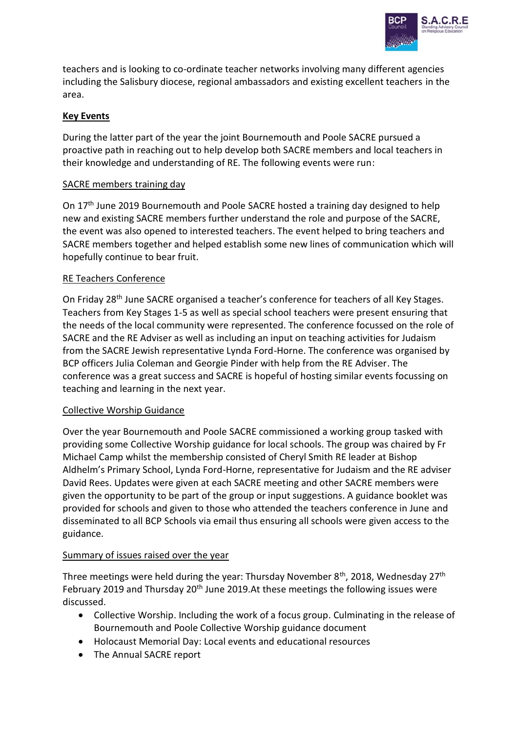teachers and is looking to co-ordinate teacher networks involving many different agencies including the Salisbury diocese, regional ambassadors and existing excellent teachers in the area.

## Key Events

During the latter part of the year the joint Bournemouth and Poole SACRE pursued a proactive path in reaching out to help develop both SACRE members and local teachers in their knowledge and understanding of RE. The following events were run:

### SACRE members training day

On 17th June 2019 Bournemouth and Poole SACRE hosted a training day designed to help new and existing SACRE members further understand the role and purpose of the SACRE, the event was also opened to interested teachers. The event helped to bring teachers and SACRE members together and helped establish some new lines of communication which will hopefully continue to bear fruit.

### RE Teachers Conference

On Friday 28th June SACRE organised a teacher's conference for teachers of all Key Stages. Teachers from Key Stages 1-5 as well as special school teachers were present ensuring that the needs of the local community were represented. The conference focussed on the role of SACRE and the RE Adviser as well as including an input on teaching activities for Judaism from the SACRE Jewish representative Lynda Ford-Horne. The conference was organised by BCP officers Julia Coleman and Georgie Pinder with help from the RE Adviser. The conference was a great success and SACRE is hopeful of hosting similar events focussing on teaching and learning in the next year.

### Collective Worship Guidance

Over the year Bournemouth and Poole SACRE commissioned a working group tasked with providing some Collective Worship guidance for local schools. The group was chaired by Fr Michael Camp whilst the membership consisted of Cheryl Smith RE leader at Bishop Aldhelm's Primary School, Lynda Ford-Horne, representative for Judaism and the RE adviser David Rees. Updates were given at each SACRE meeting and other SACRE members were given the opportunity to be part of the group or input suggestions. A guidance booklet was provided for schools and given to those who attended the teachers conference in June and disseminated to all BCP Schools via email thus ensuring all schools were given access to the guidance.

### Summary of issues raised over the year

Three meetings were held during the year: Thursday November 8th, 2018, Wednesday 27th February 2019 and Thursday 20th June 2019.At these meetings the following issues were discussed.

- Collective Worship. Including the work of a focus group. Culminating in the release of Bournemouth and Poole Collective Worship guidance document
- Holocaust Memorial Day: Local events and educational resources
- The Annual SACRE report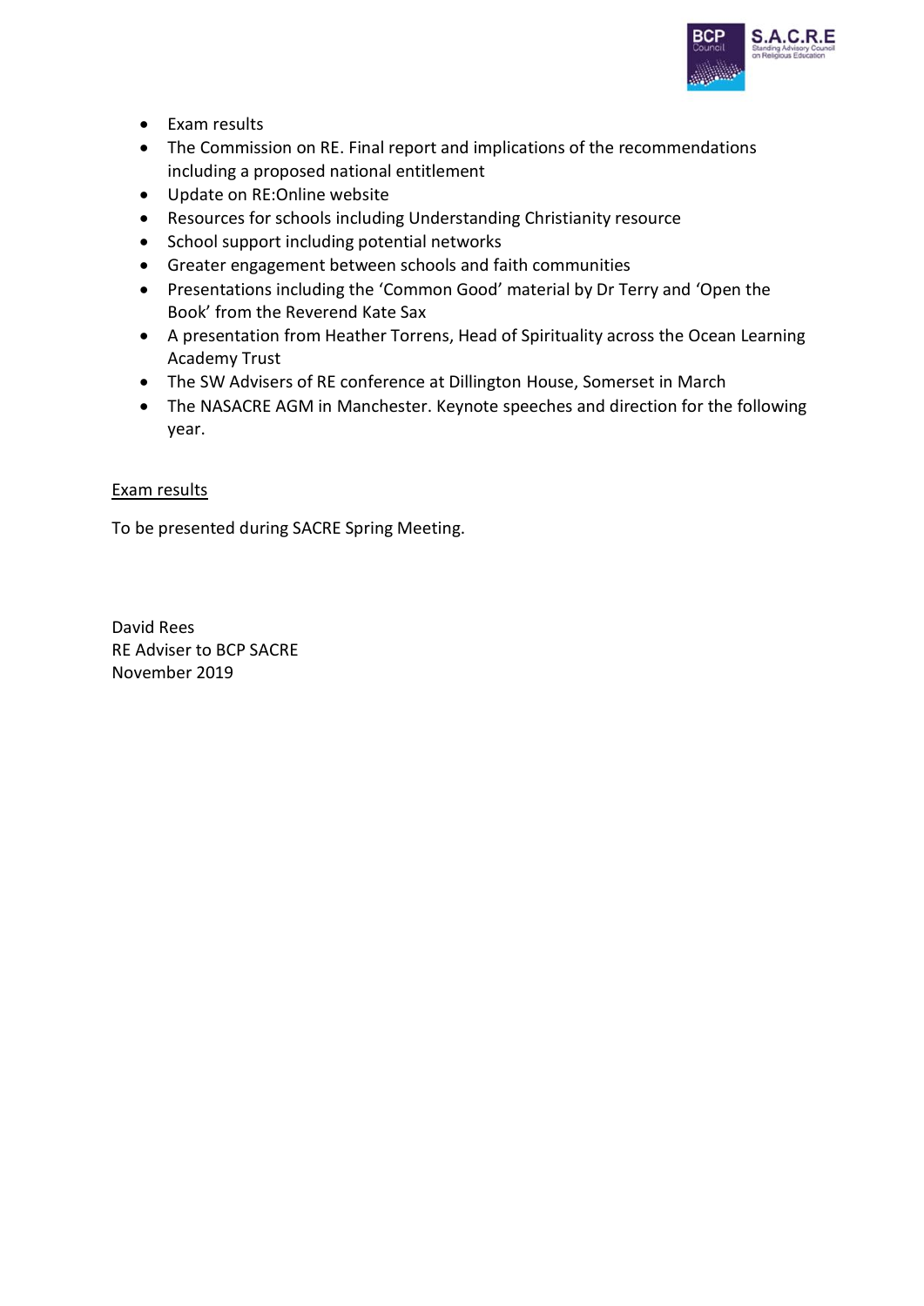- Exam results
- The Commission on RE. Final report and implications of the recommendations including a proposed national entitlement
- Update on RE:Online website
- Resources for schools including Understanding Christianity resource
- School support including potential networks
- Greater engagement between schools and faith communities
- Presentations including the 'Common Good' material by Dr Terry and 'Open the Book' from the Reverend Kate Sax
- A presentation from Heather Torrens, Head of Spirituality across the Ocean Learning Academy Trust
- The SW Advisers of RE conference at Dillington House, Somerset in March
- The NASACRE AGM in Manchester. Keynote speeches and direction for the following year.

<u>Exam results</u>

To be presented during SACRE Spring Meeting.

David Rees
RE Adviser to BCP SACRE
November 2019